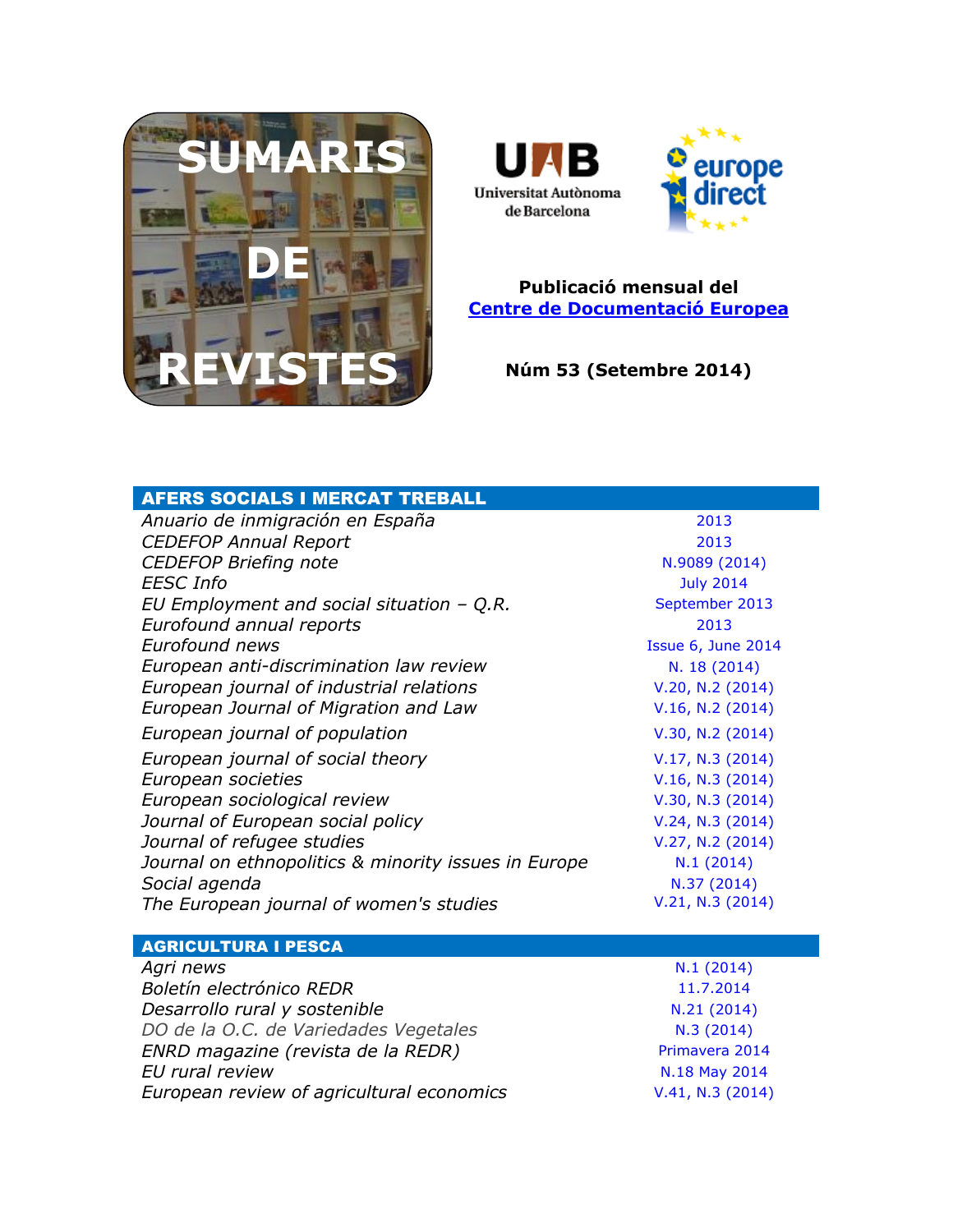# SUMARIS DE REVISTES

UAB Universitat Autònoma de Barcelona

europe direct

**Publicació mensual del [Centre de Documentació Europea](#)**

**Núm 53 (Setembre 2014)**

## AFERS SOCIALS I MERCAT TREBALL

| | |
|---|---|
| *Anuario de inmigración en España* | 2013 |
| *CEDEFOP Annual Report* | 2013 |
| *CEDEFOP Briefing note* | N.9089 (2014) |
| *EESC Info* | July 2014 |
| *EU Employment and social situation – Q.R.* | September 2013 |
| *Eurofound annual reports* | 2013 |
| *Eurofound news* | Issue 6, June 2014 |
| *European anti-discrimination law review* | N. 18 (2014) |
| *European journal of industrial relations* | V.20, N.2 (2014) |
| *European Journal of Migration and Law* | V.16, N.2 (2014) |
| *European journal of population* | V.30, N.2 (2014) |
| *European journal of social theory* | V.17, N.3 (2014) |
| *European societies* | V.16, N.3 (2014) |
| *European sociological review* | V.30, N.3 (2014) |
| *Journal of European social policy* | V.24, N.3 (2014) |
| *Journal of refugee studies* | V.27, N.2 (2014) |
| *Journal on ethnopolitics & minority issues in Europe* | N.1 (2014) |
| *Social agenda* | N.37 (2014) |
| *The European journal of women's studies* | V.21, N.3 (2014) |

## AGRICULTURA I PESCA

| | |
|---|---|
| *Agri news* | N.1 (2014) |
| *Boletín electrónico REDR* | 11.7.2014 |
| *Desarrollo rural y sostenible* | N.21 (2014) |
| *DO de la O.C. de Variedades Vegetales* | N.3 (2014) |
| *ENRD magazine (revista de la REDR)* | Primavera 2014 |
| *EU rural review* | N.18 May 2014 |
| *European review of agricultural economics* | V.41, N.3 (2014) |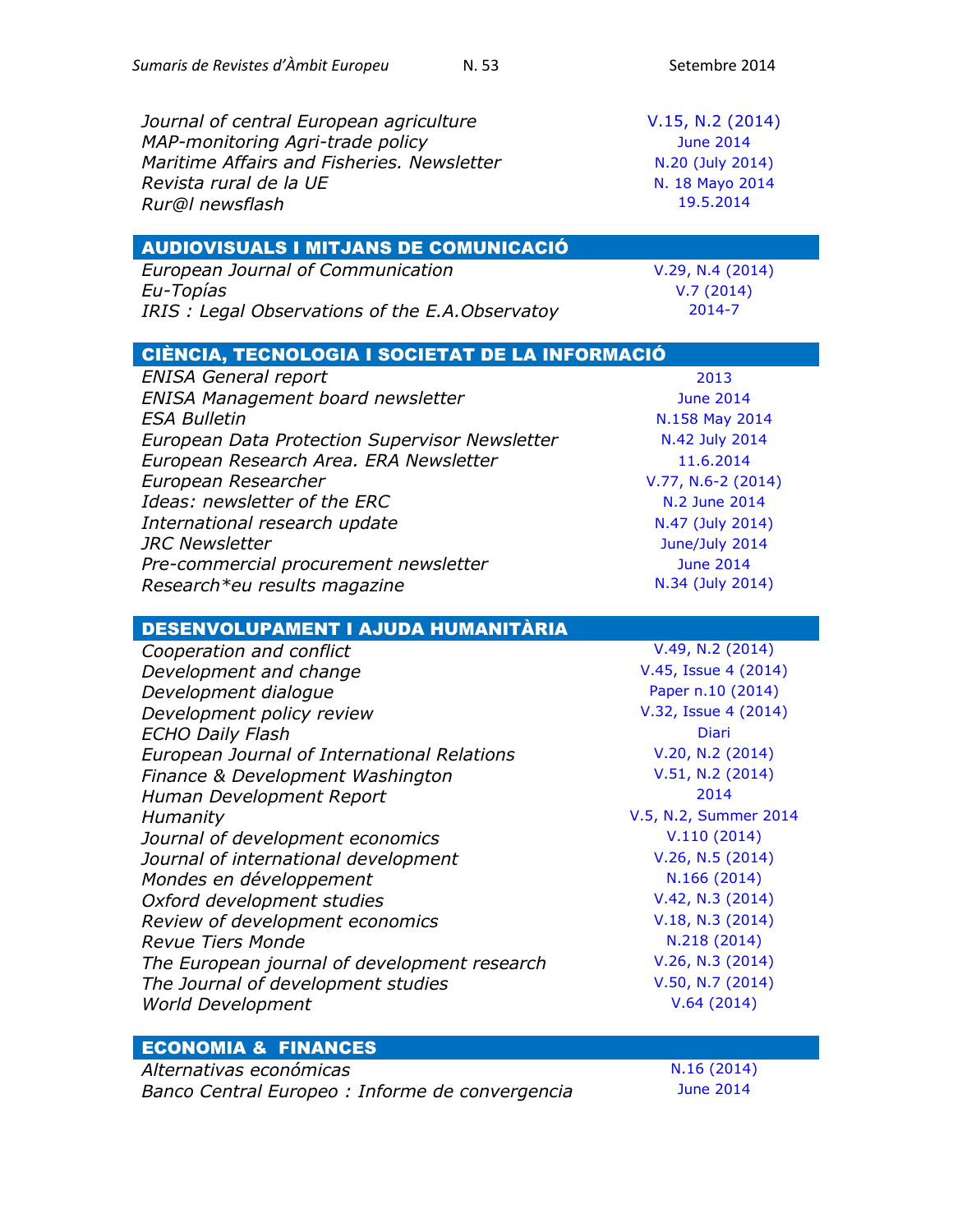| | |
|---|---|
| *Journal of central European agriculture* | V.15, N.2 (2014) |
| *MAP-monitoring Agri-trade policy* | June 2014 |
| *Maritime Affairs and Fisheries. Newsletter* | N.20 (July 2014) |
| *Revista rural de la UE* | N. 18 Mayo 2014 |
| *Rur@l newsflash* | 19.5.2014 |

## AUDIOVISUALS I MITJANS DE COMUNICACIÓ

| | |
|---|---|
| *European Journal of Communication* | V.29, N.4 (2014) |
| *Eu-Topías* | V.7 (2014) |
| *IRIS : Legal Observations of the E.A.Observatoy* | 2014-7 |

## CIÈNCIA, TECNOLOGIA I SOCIETAT DE LA INFORMACIÓ

| | |
|---|---|
| *ENISA General report* | 2013 |
| *ENISA Management board newsletter* | June 2014 |
| *ESA Bulletin* | N.158 May 2014 |
| *European Data Protection Supervisor Newsletter* | N.42 July 2014 |
| *European Research Area. ERA Newsletter* | 11.6.2014 |
| *European Researcher* | V.77, N.6-2 (2014) |
| *Ideas: newsletter of the ERC* | N.2 June 2014 |
| *International research update* | N.47 (July 2014) |
| *JRC Newsletter* | June/July 2014 |
| *Pre-commercial procurement newsletter* | June 2014 |
| *Research*eu results magazine* | N.34 (July 2014) |

## DESENVOLUPAMENT I AJUDA HUMANITÀRIA

| | |
|---|---|
| *Cooperation and conflict* | V.49, N.2 (2014) |
| *Development and change* | V.45, Issue 4 (2014) |
| *Development dialogue* | Paper n.10 (2014) |
| *Development policy review* | V.32, Issue 4 (2014) |
| *ECHO Daily Flash* | Diari |
| *European Journal of International Relations* | V.20, N.2 (2014) |
| *Finance & Development Washington* | V.51, N.2 (2014) |
| *Human Development Report* | 2014 |
| *Humanity* | V.5, N.2, Summer 2014 |
| *Journal of development economics* | V.110 (2014) |
| *Journal of international development* | V.26, N.5 (2014) |
| *Mondes en développement* | N.166 (2014) |
| *Oxford development studies* | V.42, N.3 (2014) |
| *Review of development economics* | V.18, N.3 (2014) |
| *Revue Tiers Monde* | N.218 (2014) |
| *The European journal of development research* | V.26, N.3 (2014) |
| *The Journal of development studies* | V.50, N.7 (2014) |
| *World Development* | V.64 (2014) |

## ECONOMIA & FINANCES

| | |
|---|---|
| *Alternativas económicas* | N.16 (2014) |
| *Banco Central Europeo : Informe de convergencia* | June 2014 |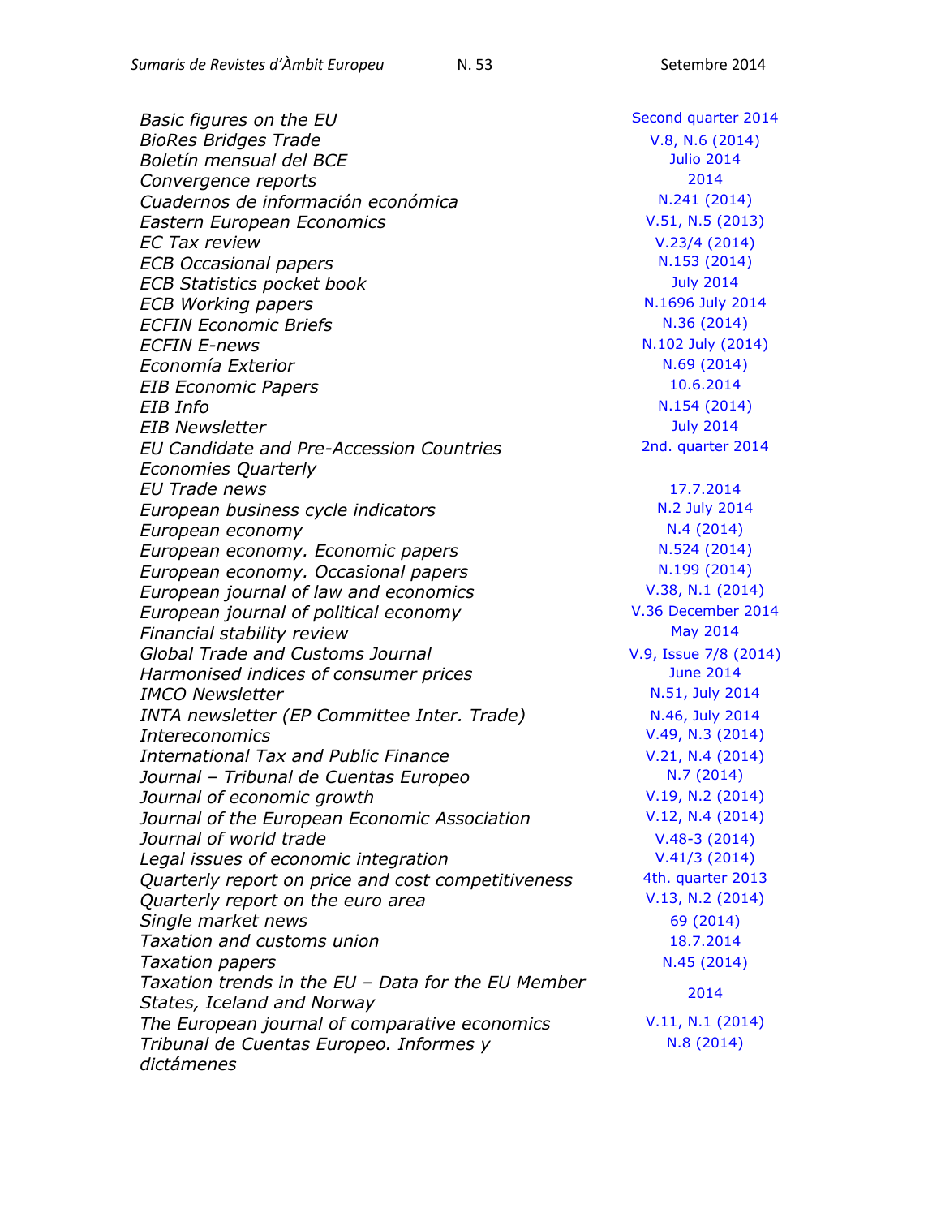| | |
|---|---|
| *Basic figures on the EU* | Second quarter 2014 |
| *BioRes Bridges Trade* | V.8, N.6 (2014) |
| *Boletín mensual del BCE* | Julio 2014 |
| *Convergence reports* | 2014 |
| *Cuadernos de información económica* | N.241 (2014) |
| *Eastern European Economics* | V.51, N.5 (2013) |
| *EC Tax review* | V.23/4 (2014) |
| *ECB Occasional papers* | N.153 (2014) |
| *ECB Statistics pocket book* | July 2014 |
| *ECB Working papers* | N.1696 July 2014 |
| *ECFIN Economic Briefs* | N.36 (2014) |
| *ECFIN E-news* | N.102 July (2014) |
| *Economía Exterior* | N.69 (2014) |
| *EIB Economic Papers* | 10.6.2014 |
| *EIB Info* | N.154 (2014) |
| *EIB Newsletter* | July 2014 |
| *EU Candidate and Pre-Accession Countries Economies Quarterly* | 2nd. quarter 2014 |
| *EU Trade news* | 17.7.2014 |
| *European business cycle indicators* | N.2 July 2014 |
| *European economy* | N.4 (2014) |
| *European economy. Economic papers* | N.524 (2014) |
| *European economy. Occasional papers* | N.199 (2014) |
| *European journal of law and economics* | V.38, N.1 (2014) |
| *European journal of political economy* | V.36 December 2014 |
| *Financial stability review* | May 2014 |
| *Global Trade and Customs Journal* | V.9, Issue 7/8 (2014) |
| *Harmonised indices of consumer prices* | June 2014 |
| *IMCO Newsletter* | N.51, July 2014 |
| *INTA newsletter (EP Committee Inter. Trade)* | N.46, July 2014 |
| *Intereconomics* | V.49, N.3 (2014) |
| *International Tax and Public Finance* | V.21, N.4 (2014) |
| *Journal – Tribunal de Cuentas Europeo* | N.7 (2014) |
| *Journal of economic growth* | V.19, N.2 (2014) |
| *Journal of the European Economic Association* | V.12, N.4 (2014) |
| *Journal of world trade* | V.48-3 (2014) |
| *Legal issues of economic integration* | V.41/3 (2014) |
| *Quarterly report on price and cost competitiveness* | 4th. quarter 2013 |
| *Quarterly report on the euro area* | V.13, N.2 (2014) |
| *Single market news* | 69 (2014) |
| *Taxation and customs union* | 18.7.2014 |
| *Taxation papers* | N.45 (2014) |
| *Taxation trends in the EU – Data for the EU Member States, Iceland and Norway* | 2014 |
| *The European journal of comparative economics* | V.11, N.1 (2014) |
| *Tribunal de Cuentas Europeo. Informes y dictámenes* | N.8 (2014) |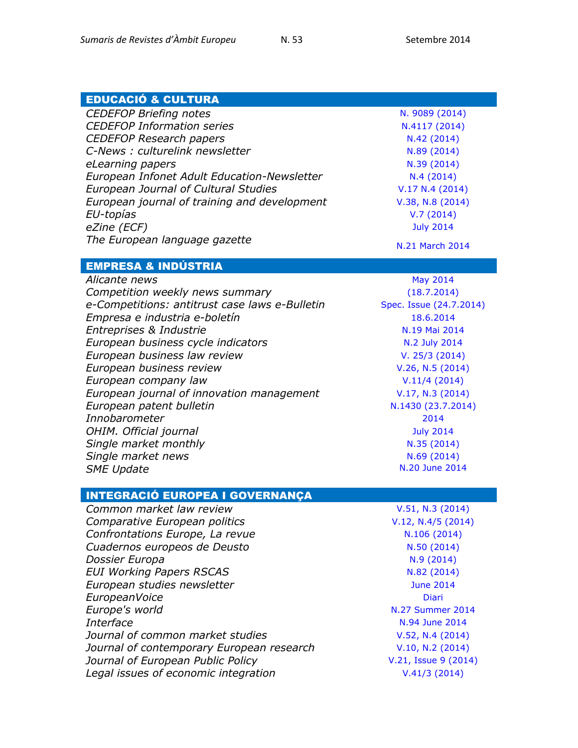## EDUCACIÓ & CULTURA

| | |
|---|---|
| *CEDEFOP Briefing notes* | N. 9089 (2014) |
| *CEDEFOP Information series* | N.4117 (2014) |
| *CEDEFOP Research papers* | N.42 (2014) |
| *C-News : culturelink newsletter* | N.89 (2014) |
| *eLearning papers* | N.39 (2014) |
| *European Infonet Adult Education-Newsletter* | N.4 (2014) |
| *European Journal of Cultural Studies* | V.17 N.4 (2014) |
| *European journal of training and development* | V.38, N.8 (2014) |
| *EU-topías* | V.7 (2014) |
| *eZine (ECF)* | July 2014 |
| *The European language gazette* | N.21 March 2014 |

## EMPRESA & INDÚSTRIA

| | |
|---|---|
| *Alicante news* | May 2014 |
| *Competition weekly news summary* | (18.7.2014) |
| *e-Competitions: antitrust case laws e-Bulletin* | Spec. Issue (24.7.2014) |
| *Empresa e industria e-boletín* | 18.6.2014 |
| *Entreprises & Industrie* | N.19 Mai 2014 |
| *European business cycle indicators* | N.2 July 2014 |
| *European business law review* | V. 25/3 (2014) |
| *European business review* | V.26, N.5 (2014) |
| *European company law* | V.11/4 (2014) |
| *European journal of innovation management* | V.17, N.3 (2014) |
| *European patent bulletin* | N.1430 (23.7.2014) |
| *Innobarometer* | 2014 |
| *OHIM. Official journal* | July 2014 |
| *Single market monthly* | N.35 (2014) |
| *Single market news* | N.69 (2014) |
| *SME Update* | N.20 June 2014 |

## INTEGRACIÓ EUROPEA I GOVERNANÇA

| | |
|---|---|
| *Common market law review* | V.51, N.3 (2014) |
| *Comparative European politics* | V.12, N.4/5 (2014) |
| *Confrontations Europe, La revue* | N.106 (2014) |
| *Cuadernos europeos de Deusto* | N.50 (2014) |
| *Dossier Europa* | N.9 (2014) |
| *EUI Working Papers RSCAS* | N.82 (2014) |
| *European studies newsletter* | June 2014 |
| *EuropeanVoice* | Diari |
| *Europe's world* | N.27 Summer 2014 |
| *Interface* | N.94 June 2014 |
| *Journal of common market studies* | V.52, N.4 (2014) |
| *Journal of contemporary European research* | V.10, N.2 (2014) |
| *Journal of European Public Policy* | V.21, Issue 9 (2014) |
| *Legal issues of economic integration* | V.41/3 (2014) |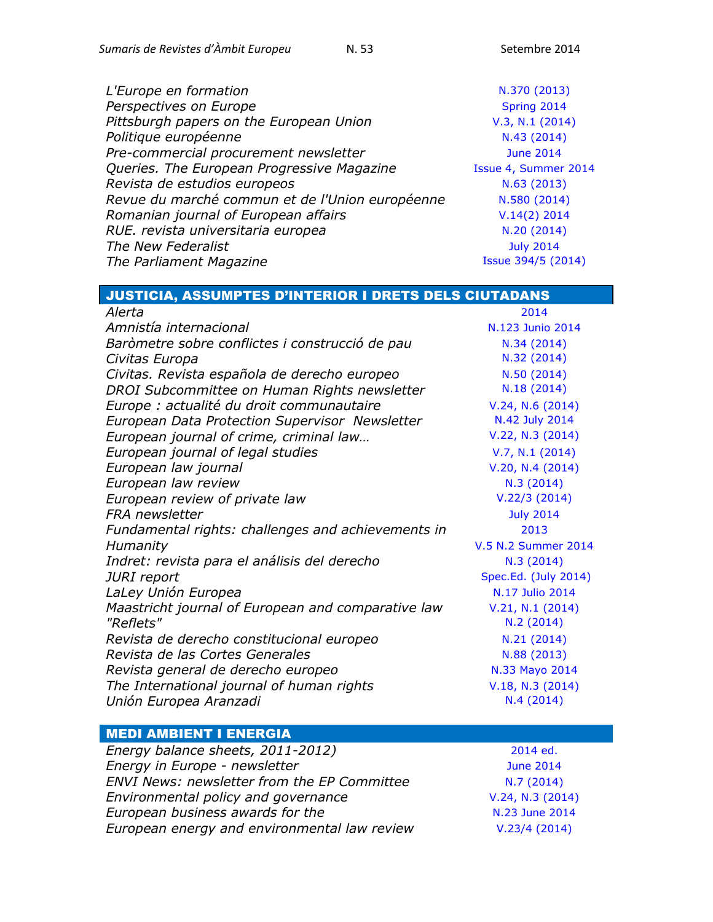| | |
|---|---|
| *L'Europe en formation* | N.370 (2013) |
| *Perspectives on Europe* | Spring 2014 |
| *Pittsburgh papers on the European Union* | V.3, N.1 (2014) |
| *Politique européenne* | N.43 (2014) |
| *Pre-commercial procurement newsletter* | June 2014 |
| *Queries. The European Progressive Magazine* | Issue 4, Summer 2014 |
| *Revista de estudios europeos* | N.63 (2013) |
| *Revue du marché commun et de l'Union européenne* | N.580 (2014) |
| *Romanian journal of European affairs* | V.14(2) 2014 |
| *RUE. revista universitaria europea* | N.20 (2014) |
| *The New Federalist* | July 2014 |
| *The Parliament Magazine* | Issue 394/5 (2014) |

## JUSTICIA, ASSUMPTES D'INTERIOR I DRETS DELS CIUTADANS

| | |
|---|---|
| *Alerta* | 2014 |
| *Amnistía internacional* | N.123 Junio 2014 |
| *Baròmetre sobre conflictes i construcció de pau* | N.34 (2014) |
| *Civitas Europa* | N.32 (2014) |
| *Civitas. Revista española de derecho europeo* | N.50 (2014) |
| *DROI Subcommittee on Human Rights newsletter* | N.18 (2014) |
| *Europe : actualité du droit communautaire* | V.24, N.6 (2014) |
| *European Data Protection Supervisor Newsletter* | N.42 July 2014 |
| *European journal of crime, criminal law…* | V.22, N.3 (2014) |
| *European journal of legal studies* | V.7, N.1 (2014) |
| *European law journal* | V.20, N.4 (2014) |
| *European law review* | N.3 (2014) |
| *European review of private law* | V.22/3 (2014) |
| *FRA newsletter* | July 2014 |
| *Fundamental rights: challenges and achievements in* | 2013 |
| *Humanity* | V.5 N.2 Summer 2014 |
| *Indret: revista para el análisis del derecho* | N.3 (2014) |
| *JURI report* | Spec.Ed. (July 2014) |
| *LaLey Unión Europea* | N.17 Julio 2014 |
| *Maastricht journal of European and comparative law* | V.21, N.1 (2014) |
| *"Reflets"* | N.2 (2014) |
| *Revista de derecho constitucional europeo* | N.21 (2014) |
| *Revista de las Cortes Generales* | N.88 (2013) |
| *Revista general de derecho europeo* | N.33 Mayo 2014 |
| *The International journal of human rights* | V.18, N.3 (2014) |
| *Unión Europea Aranzadi* | N.4 (2014) |

## MEDI AMBIENT I ENERGIA

| | |
|---|---|
| *Energy balance sheets, 2011-2012)* | 2014 ed. |
| *Energy in Europe - newsletter* | June 2014 |
| *ENVI News: newsletter from the EP Committee* | N.7 (2014) |
| *Environmental policy and governance* | V.24, N.3 (2014) |
| *European business awards for the* | N.23 June 2014 |
| *European energy and environmental law review* | V.23/4 (2014) |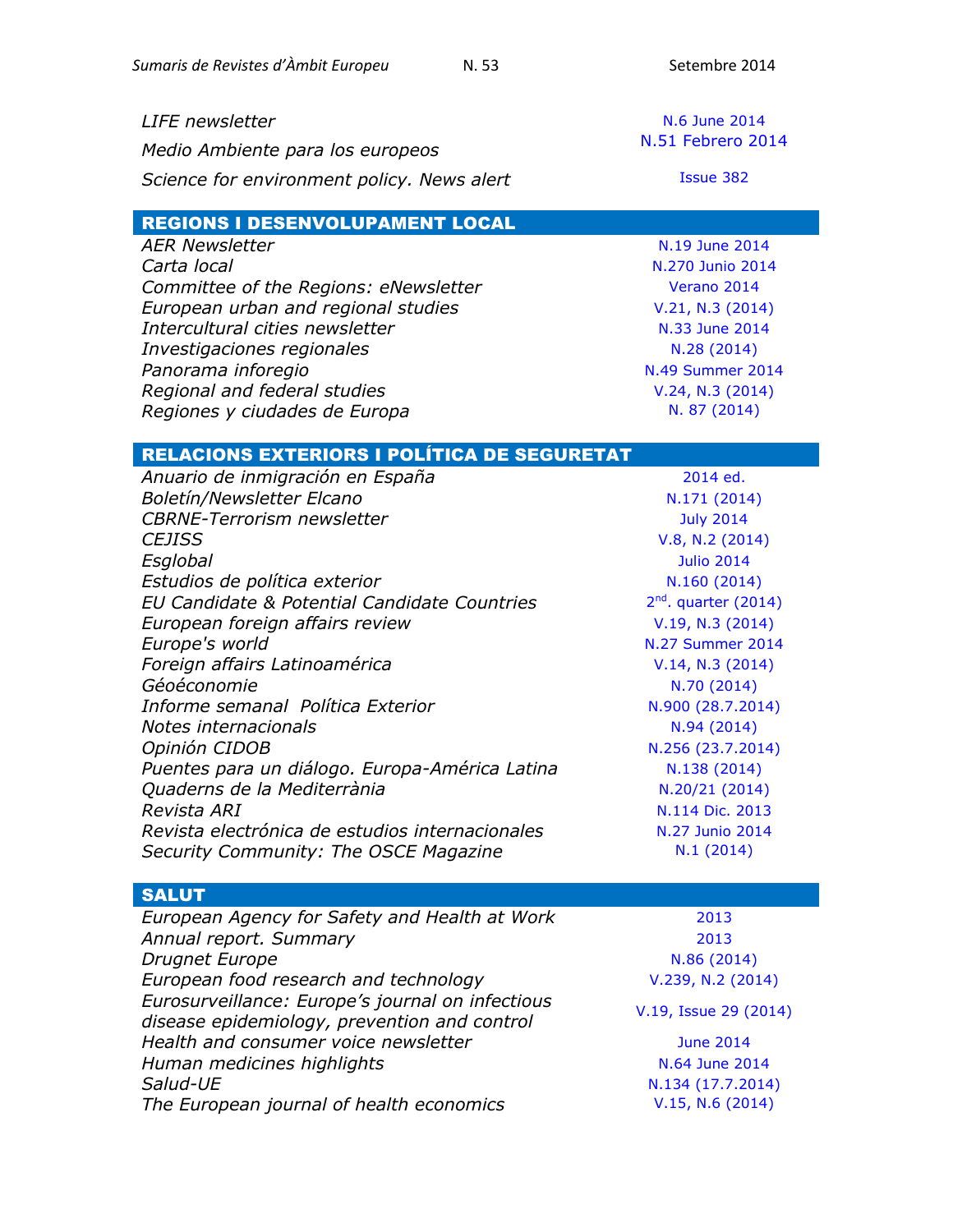| | |
|---|---|
| *LIFE newsletter* | N.6 June 2014 |
| *Medio Ambiente para los europeos* | N.51 Febrero 2014 |
| *Science for environment policy. News alert* | Issue 382 |

## REGIONS I DESENVOLUPAMENT LOCAL

| | |
|---|---|
| *AER Newsletter* | N.19 June 2014 |
| *Carta local* | N.270 Junio 2014 |
| *Committee of the Regions: eNewsletter* | Verano 2014 |
| *European urban and regional studies* | V.21, N.3 (2014) |
| *Intercultural cities newsletter* | N.33 June 2014 |
| *Investigaciones regionales* | N.28 (2014) |
| *Panorama inforegio* | N.49 Summer 2014 |
| *Regional and federal studies* | V.24, N.3 (2014) |
| *Regiones y ciudades de Europa* | N. 87 (2014) |

## RELACIONS EXTERIORS I POLÍTICA DE SEGURETAT

| | |
|---|---|
| *Anuario de inmigración en España* | 2014 ed. |
| *Boletín/Newsletter Elcano* | N.171 (2014) |
| *CBRNE-Terrorism newsletter* | July 2014 |
| *CEJISS* | V.8, N.2 (2014) |
| *Esglobal* | Julio 2014 |
| *Estudios de política exterior* | N.160 (2014) |
| *EU Candidate & Potential Candidate Countries* | 2nd. quarter (2014) |
| *European foreign affairs review* | V.19, N.3 (2014) |
| *Europe's world* | N.27 Summer 2014 |
| *Foreign affairs Latinoamérica* | V.14, N.3 (2014) |
| *Géoéconomie* | N.70 (2014) |
| *Informe semanal Política Exterior* | N.900 (28.7.2014) |
| *Notes internacionals* | N.94 (2014) |
| *Opinión CIDOB* | N.256 (23.7.2014) |
| *Puentes para un diálogo. Europa-América Latina* | N.138 (2014) |
| *Quaderns de la Mediterrània* | N.20/21 (2014) |
| *Revista ARI* | N.114 Dic. 2013 |
| *Revista electrónica de estudios internacionales* | N.27 Junio 2014 |
| *Security Community: The OSCE Magazine* | N.1 (2014) |

## SALUT

| | |
|---|---|
| *European Agency for Safety and Health at Work* | 2013 |
| *Annual report. Summary* | 2013 |
| *Drugnet Europe* | N.86 (2014) |
| *European food research and technology* | V.239, N.2 (2014) |
| *Eurosurveillance: Europe's journal on infectious disease epidemiology, prevention and control* | V.19, Issue 29 (2014) |
| *Health and consumer voice newsletter* | June 2014 |
| *Human medicines highlights* | N.64 June 2014 |
| *Salud-UE* | N.134 (17.7.2014) |
| *The European journal of health economics* | V.15, N.6 (2014) |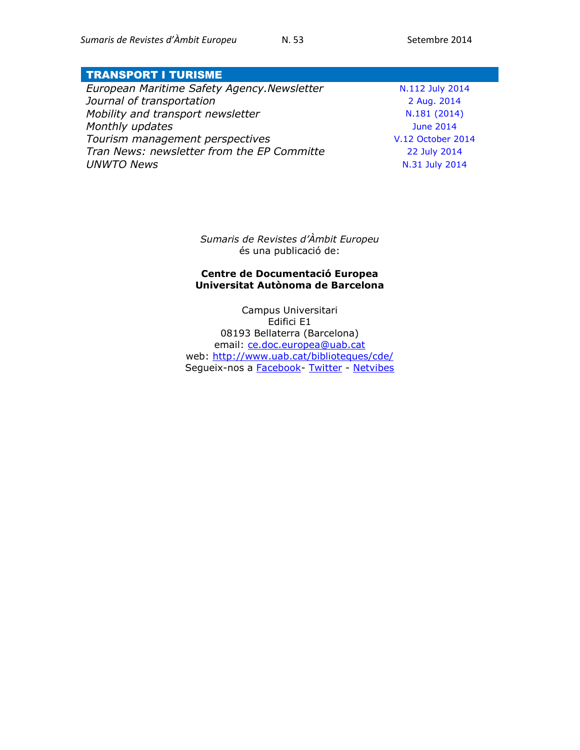## TRANSPORT I TURISME

| | |
|---|---|
| *European Maritime Safety Agency.Newsletter* | N.112 July 2014 |
| *Journal of transportation* | 2 Aug. 2014 |
| *Mobility and transport newsletter* | N.181 (2014) |
| *Monthly updates* | June 2014 |
| *Tourism management perspectives* | V.12 October 2014 |
| *Tran News: newsletter from the EP Committe* | 22 July 2014 |
| *UNWTO News* | N.31 July 2014 |

*Sumaris de Revistes d'Àmbit Europeu*
és una publicació de:

**Centre de Documentació Europea**
**Universitat Autònoma de Barcelona**

Campus Universitari
Edifici E1
08193 Bellaterra (Barcelona)
email: ce.doc.europea@uab.cat
web: http://www.uab.cat/biblioteques/cde/
Segueix-nos a Facebook- Twitter - Netvibes